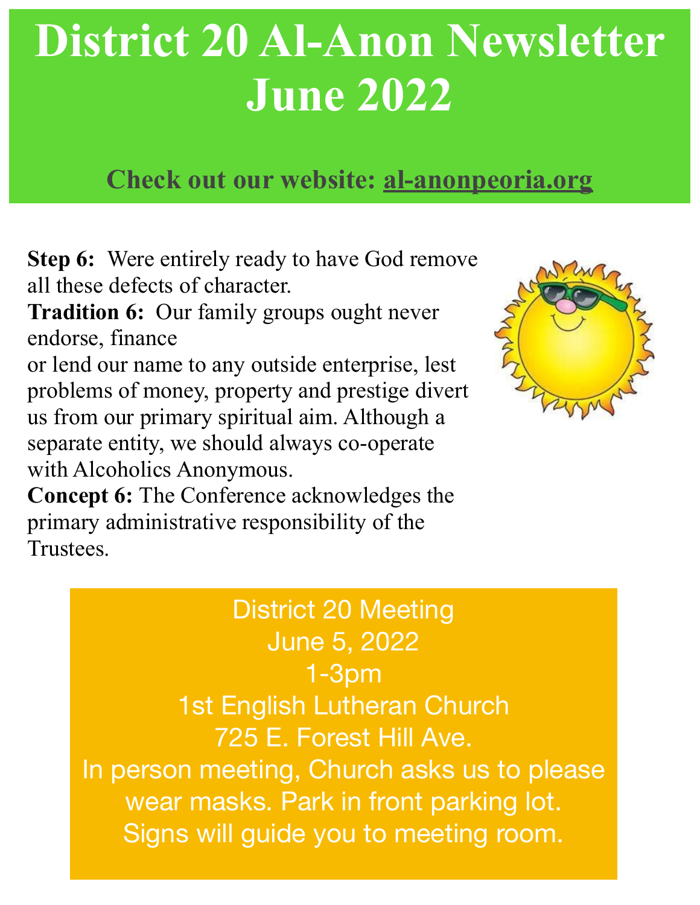# District 20 Al-Anon Newsletter June 2022

**Check out our website: al-anonpeoria.org**

**Step 6:** Were entirely ready to have God remove all these defects of character.

**Tradition 6:** Our family groups ought never endorse, finance or lend our name to any outside enterprise, lest problems of money, property and prestige divert us from our primary spiritual aim. Although a separate entity, we should always co-operate with Alcoholics Anonymous.

**Concept 6:** The Conference acknowledges the primary administrative responsibility of the Trustees.

District 20 Meeting
June 5, 2022
1-3pm
1st English Lutheran Church
725 E. Forest Hill Ave.
In person meeting, Church asks us to please wear masks. Park in front parking lot. Signs will guide you to meeting room.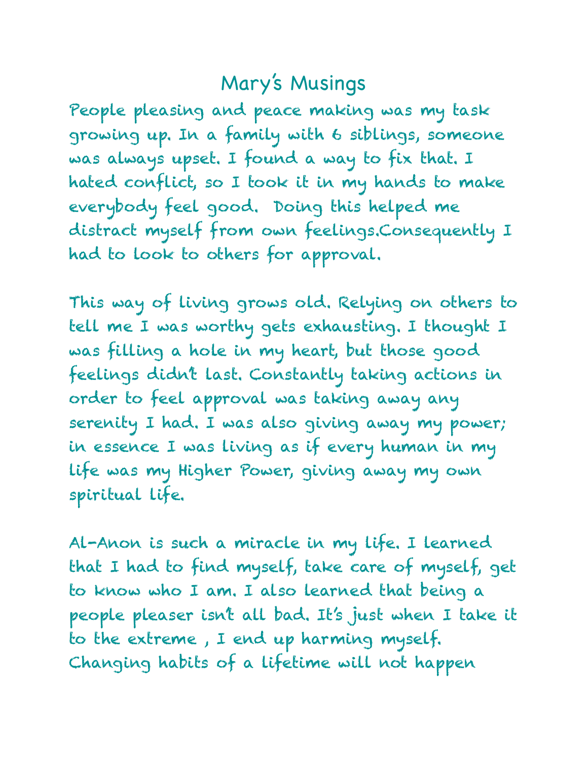# Mary's Musings

People pleasing and peace making was my task growing up. In a family with 6 siblings, someone was always upset. I found a way to fix that. I hated conflict, so I took it in my hands to make everybody feel good.  Doing this helped me distract myself from own feelings.Consequently I had to look to others for approval.

This way of living grows old. Relying on others to tell me I was worthy gets exhausting. I thought I was filling a hole in my heart, but those good feelings didn't last. Constantly taking actions in order to feel approval was taking away any serenity I had. I was also giving away my power; in essence I was living as if every human in my life was my Higher Power, giving away my own spiritual life.

Al-Anon is such a miracle in my life. I learned that I had to find myself, take care of myself, get to know who I am. I also learned that being a people pleaser isn't all bad. It's just when I take it to the extreme , I end up harming myself. Changing habits of a lifetime will not happen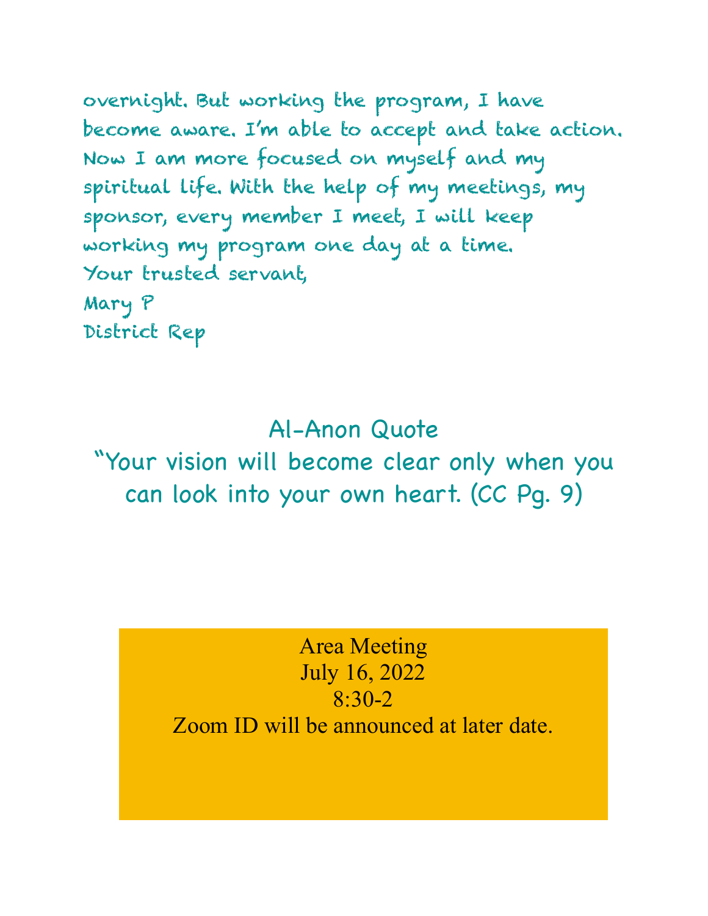overnight. But working the program, I have become aware. I'm able to accept and take action. Now I am more focused on myself and my spiritual life. With the help of my meetings, my sponsor, every member I meet, I will keep working my program one day at a time.

Your trusted servant,
Mary P
District Rep

## Al-Anon Quote

"Your vision will become clear only when you can look into your own heart. (CC Pg. 9)

Area Meeting
July 16, 2022
8:30-2
Zoom ID will be announced at later date.